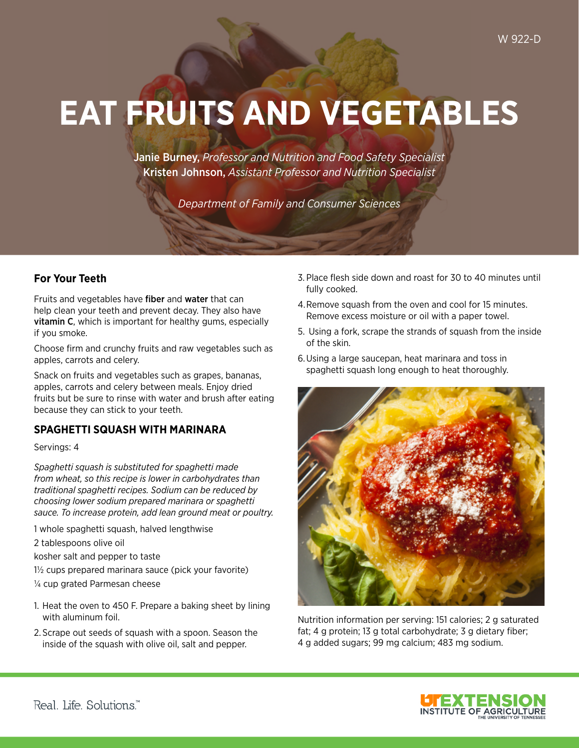W 922-D

# EAT FRUITS AND VEGETABLES

**Janie Burney,** *Professor and Nutrition and Food Safety Specialist*
**Kristen Johnson,** *Assistant Professor and Nutrition Specialist*

*Department of Family and Consumer Sciences*

## For Your Teeth

Fruits and vegetables have **fiber** and **water** that can help clean your teeth and prevent decay. They also have **vitamin C**, which is important for healthy gums, especially if you smoke.

Choose firm and crunchy fruits and raw vegetables such as apples, carrots and celery.

Snack on fruits and vegetables such as grapes, bananas, apples, carrots and celery between meals. Enjoy dried fruits but be sure to rinse with water and brush after eating because they can stick to your teeth.

## SPAGHETTI SQUASH WITH MARINARA

Servings: 4

*Spaghetti squash is substituted for spaghetti made from wheat, so this recipe is lower in carbohydrates than traditional spaghetti recipes. Sodium can be reduced by choosing lower sodium prepared marinara or spaghetti sauce. To increase protein, add lean ground meat or poultry.*

1 whole spaghetti squash, halved lengthwise
2 tablespoons olive oil
kosher salt and pepper to taste
1½ cups prepared marinara sauce (pick your favorite)
¼ cup grated Parmesan cheese

1. Heat the oven to 450 F. Prepare a baking sheet by lining with aluminum foil.
2. Scrape out seeds of squash with a spoon. Season the inside of the squash with olive oil, salt and pepper.
3. Place flesh side down and roast for 30 to 40 minutes until fully cooked.
4. Remove squash from the oven and cool for 15 minutes. Remove excess moisture or oil with a paper towel.
5. Using a fork, scrape the strands of squash from the inside of the skin.
6. Using a large saucepan, heat marinara and toss in spaghetti squash long enough to heat thoroughly.

Nutrition information per serving: 151 calories; 2 g saturated fat; 4 g protein; 13 g total carbohydrate; 3 g dietary fiber; 4 g added sugars; 99 mg calcium; 483 mg sodium.

Real. Life. Solutions.™

UTEXTENSION INSTITUTE OF AGRICULTURE THE UNIVERSITY OF TENNESSEE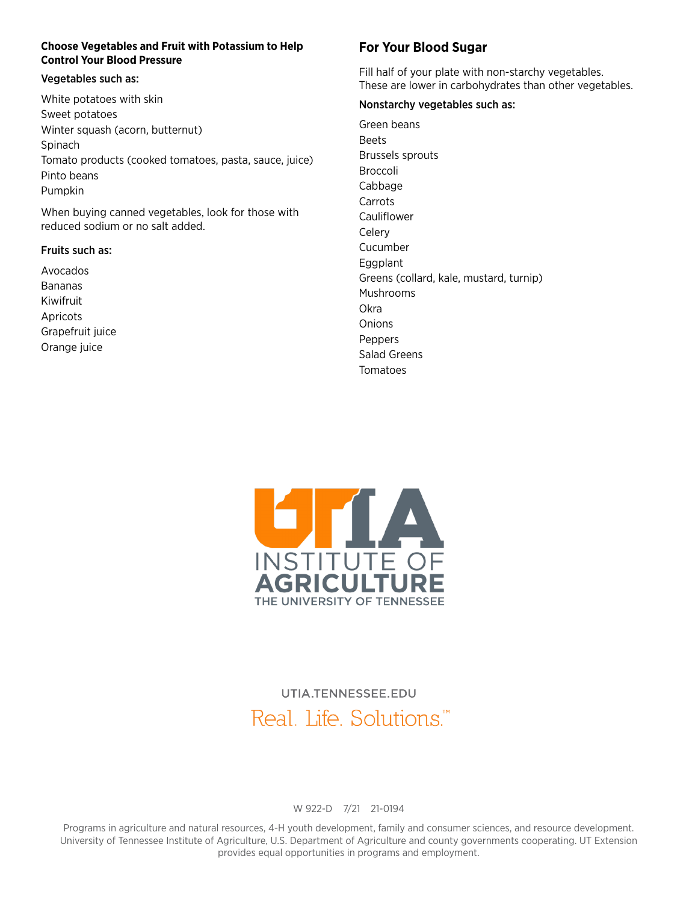**Choose Vegetables and Fruit with Potassium to Help Control Your Blood Pressure**

**Vegetables such as:**

White potatoes with skin
Sweet potatoes
Winter squash (acorn, butternut)
Spinach
Tomato products (cooked tomatoes, pasta, sauce, juice)
Pinto beans
Pumpkin

When buying canned vegetables, look for those with reduced sodium or no salt added.

**Fruits such as:**

Avocados
Bananas
Kiwifruit
Apricots
Grapefruit juice
Orange juice

## For Your Blood Sugar

Fill half of your plate with non-starchy vegetables. These are lower in carbohydrates than other vegetables.

**Nonstarchy vegetables such as:**

Green beans
Beets
Brussels sprouts
Broccoli
Cabbage
Carrots
Cauliflower
Celery
Cucumber
Eggplant
Greens (collard, kale, mustard, turnip)
Mushrooms
Okra
Onions
Peppers
Salad Greens
Tomatoes

UTIA
INSTITUTE OF AGRICULTURE
THE UNIVERSITY OF TENNESSEE

UTIA.TENNESSEE.EDU
Real. Life. Solutions.™

W 922-D 7/21 21-0194

Programs in agriculture and natural resources, 4-H youth development, family and consumer sciences, and resource development. University of Tennessee Institute of Agriculture, U.S. Department of Agriculture and county governments cooperating. UT Extension provides equal opportunities in programs and employment.